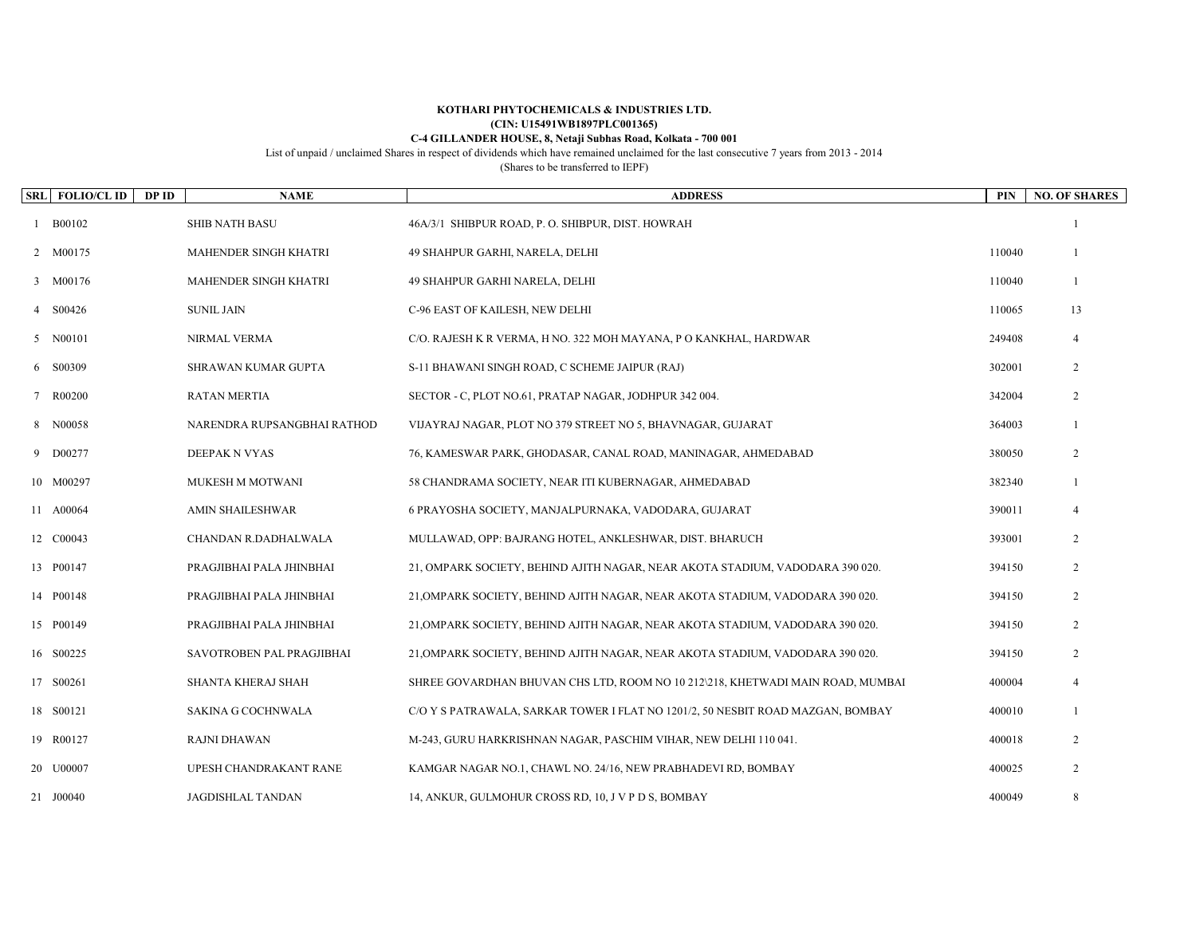**KOTHARI PHYTOCHEMICALS & INDUSTRIES LTD.**
**(CIN: U15491WB1897PLC001365)**
**C-4 GILLANDER HOUSE, 8, Netaji Subhas Road, Kolkata - 700 001**

List of unpaid / unclaimed Shares in respect of dividends which have remained unclaimed for the last consecutive 7 years from 2013 - 2014
(Shares to be transferred to IEPF)

| SRL | FOLIO/CL ID | DP ID | NAME | ADDRESS | PIN | NO. OF SHARES |
|---|---|---|---|---|---|---|
| 1 | B00102 | | SHIB NATH BASU | 46A/3/1 SHIBPUR ROAD, P. O. SHIBPUR, DIST. HOWRAH | | 1 |
| 2 | M00175 | | MAHENDER SINGH KHATRI | 49 SHAHPUR GARHI, NARELA, DELHI | 110040 | 1 |
| 3 | M00176 | | MAHENDER SINGH KHATRI | 49 SHAHPUR GARHI NARELA, DELHI | 110040 | 1 |
| 4 | S00426 | | SUNIL JAIN | C-96 EAST OF KAILESH, NEW DELHI | 110065 | 13 |
| 5 | N00101 | | NIRMAL VERMA | C/O. RAJESH K R VERMA, H NO. 322 MOH MAYANA, P O KANKHAL, HARDWAR | 249408 | 4 |
| 6 | S00309 | | SHRAWAN KUMAR GUPTA | S-11 BHAWANI SINGH ROAD, C SCHEME JAIPUR (RAJ) | 302001 | 2 |
| 7 | R00200 | | RATAN MERTIA | SECTOR - C, PLOT NO.61, PRATAP NAGAR, JODHPUR 342 004. | 342004 | 2 |
| 8 | N00058 | | NARENDRA RUPSANGBHAI RATHOD | VIJAYRAJ NAGAR, PLOT NO 379 STREET NO 5, BHAVNAGAR, GUJARAT | 364003 | 1 |
| 9 | D00277 | | DEEPAK N VYAS | 76, KAMESWAR PARK, GHODASAR, CANAL ROAD, MANINAGAR, AHMEDABAD | 380050 | 2 |
| 10 | M00297 | | MUKESH M MOTWANI | 58 CHANDRAMA SOCIETY, NEAR ITI KUBERNAGAR, AHMEDABAD | 382340 | 1 |
| 11 | A00064 | | AMIN SHAILESHWAR | 6 PRAYOSHA SOCIETY, MANJALPURNAKA, VADODARA, GUJARAT | 390011 | 4 |
| 12 | C00043 | | CHANDAN R.DADHALWALA | MULLAWAD, OPP: BAJRANG HOTEL, ANKLESHWAR, DIST. BHARUCH | 393001 | 2 |
| 13 | P00147 | | PRAGJIBHAI PALA JHINBHAI | 21, OMPARK SOCIETY, BEHIND AJITH NAGAR, NEAR AKOTA STADIUM, VADODARA 390 020. | 394150 | 2 |
| 14 | P00148 | | PRAGJIBHAI PALA JHINBHAI | 21,OMPARK SOCIETY, BEHIND AJITH NAGAR, NEAR AKOTA STADIUM, VADODARA 390 020. | 394150 | 2 |
| 15 | P00149 | | PRAGJIBHAI PALA JHINBHAI | 21,OMPARK SOCIETY, BEHIND AJITH NAGAR, NEAR AKOTA STADIUM, VADODARA 390 020. | 394150 | 2 |
| 16 | S00225 | | SAVOTROBEN PAL PRAGJIBHAI | 21,OMPARK SOCIETY, BEHIND AJITH NAGAR, NEAR AKOTA STADIUM, VADODARA 390 020. | 394150 | 2 |
| 17 | S00261 | | SHANTA KHERAJ SHAH | SHREE GOVARDHAN BHUVAN CHS LTD, ROOM NO 10 212\218, KHETWADI MAIN ROAD, MUMBAI | 400004 | 4 |
| 18 | S00121 | | SAKINA G COCHNWALA | C/O Y S PATRAWALA, SARKAR TOWER I FLAT NO 1201/2, 50 NESBIT ROAD MAZGAN, BOMBAY | 400010 | 1 |
| 19 | R00127 | | RAJNI DHAWAN | M-243, GURU HARKRISHNAN NAGAR, PASCHIM VIHAR, NEW DELHI 110 041. | 400018 | 2 |
| 20 | U00007 | | UPESH CHANDRAKANT RANE | KAMGAR NAGAR NO.1, CHAWL NO. 24/16, NEW PRABHADEVI RD, BOMBAY | 400025 | 2 |
| 21 | J00040 | | JAGDISHLAL TANDAN | 14, ANKUR, GULMOHUR CROSS RD, 10, J V P D S, BOMBAY | 400049 | 8 |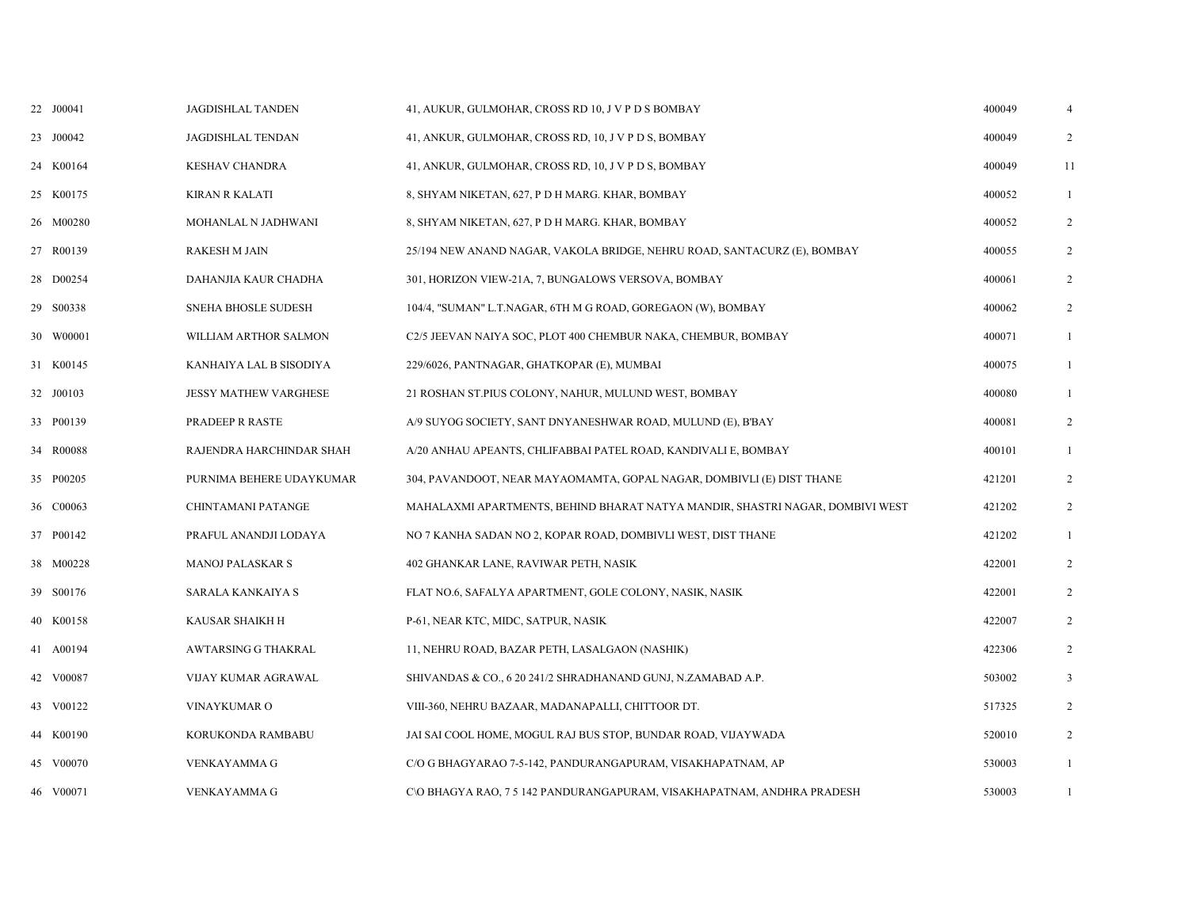| | | | | | |
|---|---|---|---|---|---|
| 22 | J00041 | JAGDISHLAL TANDEN | 41, AUKUR, GULMOHAR, CROSS RD 10, J V P D S BOMBAY | 400049 | 4 |
| 23 | J00042 | JAGDISHLAL TENDAN | 41, ANKUR, GULMOHAR, CROSS RD, 10, J V P D S, BOMBAY | 400049 | 2 |
| 24 | K00164 | KESHAV CHANDRA | 41, ANKUR, GULMOHAR, CROSS RD, 10, J V P D S, BOMBAY | 400049 | 11 |
| 25 | K00175 | KIRAN R KALATI | 8, SHYAM NIKETAN, 627, P D H MARG. KHAR, BOMBAY | 400052 | 1 |
| 26 | M00280 | MOHANLAL N JADHWANI | 8, SHYAM NIKETAN, 627, P D H MARG. KHAR, BOMBAY | 400052 | 2 |
| 27 | R00139 | RAKESH M JAIN | 25/194 NEW ANAND NAGAR, VAKOLA BRIDGE, NEHRU ROAD, SANTACURZ (E), BOMBAY | 400055 | 2 |
| 28 | D00254 | DAHANJIA KAUR CHADHA | 301, HORIZON VIEW-21A, 7, BUNGALOWS VERSOVA, BOMBAY | 400061 | 2 |
| 29 | S00338 | SNEHA BHOSLE SUDESH | 104/4, "SUMAN" L.T.NAGAR, 6TH M G ROAD, GOREGAON (W), BOMBAY | 400062 | 2 |
| 30 | W00001 | WILLIAM ARTHOR SALMON | C2/5 JEEVAN NAIYA SOC, PLOT 400 CHEMBUR NAKA, CHEMBUR, BOMBAY | 400071 | 1 |
| 31 | K00145 | KANHAIYA LAL B SISODIYA | 229/6026, PANTNAGAR, GHATKOPAR (E), MUMBAI | 400075 | 1 |
| 32 | J00103 | JESSY MATHEW VARGHESE | 21 ROSHAN ST.PIUS COLONY, NAHUR, MULUND WEST, BOMBAY | 400080 | 1 |
| 33 | P00139 | PRADEEP R RASTE | A/9 SUYOG SOCIETY, SANT DNYANESHWAR ROAD, MULUND (E), B'BAY | 400081 | 2 |
| 34 | R00088 | RAJENDRA HARCHINDAR SHAH | A/20 ANHAU APEANTS, CHLIFABBAI PATEL ROAD, KANDIVALI E, BOMBAY | 400101 | 1 |
| 35 | P00205 | PURNIMA BEHERE UDAYKUMAR | 304, PAVANDOOT, NEAR MAYAOMAMTA, GOPAL NAGAR, DOMBIVLI (E) DIST THANE | 421201 | 2 |
| 36 | C00063 | CHINTAMANI PATANGE | MAHALAXMI APARTMENTS, BEHIND BHARAT NATYA MANDIR, SHASTRI NAGAR, DOMBIVI WEST | 421202 | 2 |
| 37 | P00142 | PRAFUL ANANDJI LODAYA | NO 7 KANHA SADAN NO 2, KOPAR ROAD, DOMBIVLI WEST, DIST THANE | 421202 | 1 |
| 38 | M00228 | MANOJ PALASKAR S | 402 GHANKAR LANE, RAVIWAR PETH, NASIK | 422001 | 2 |
| 39 | S00176 | SARALA KANKAIYA S | FLAT NO.6, SAFALYA APARTMENT, GOLE COLONY, NASIK, NASIK | 422001 | 2 |
| 40 | K00158 | KAUSAR SHAIKH H | P-61, NEAR KTC, MIDC, SATPUR, NASIK | 422007 | 2 |
| 41 | A00194 | AWTARSING G THAKRAL | 11, NEHRU ROAD, BAZAR PETH, LASALGAON (NASHIK) | 422306 | 2 |
| 42 | V00087 | VIJAY KUMAR AGRAWAL | SHIVANDAS & CO., 6 20 241/2 SHRADHANAND GUNJ, N.ZAMABAD A.P. | 503002 | 3 |
| 43 | V00122 | VINAYKUMAR O | VIII-360, NEHRU BAZAAR, MADANAPALLI, CHITTOOR DT. | 517325 | 2 |
| 44 | K00190 | KORUKONDA RAMBABU | JAI SAI COOL HOME, MOGUL RAJ BUS STOP, BUNDAR ROAD, VIJAYWADA | 520010 | 2 |
| 45 | V00070 | VENKAYAMMA G | C/O G BHAGYARAO 7-5-142, PANDURANGAPURAM, VISAKHAPATNAM, AP | 530003 | 1 |
| 46 | V00071 | VENKAYAMMA G | C\O BHAGYA RAO, 7 5 142 PANDURANGAPURAM, VISAKHAPATNAM, ANDHRA PRADESH | 530003 | 1 |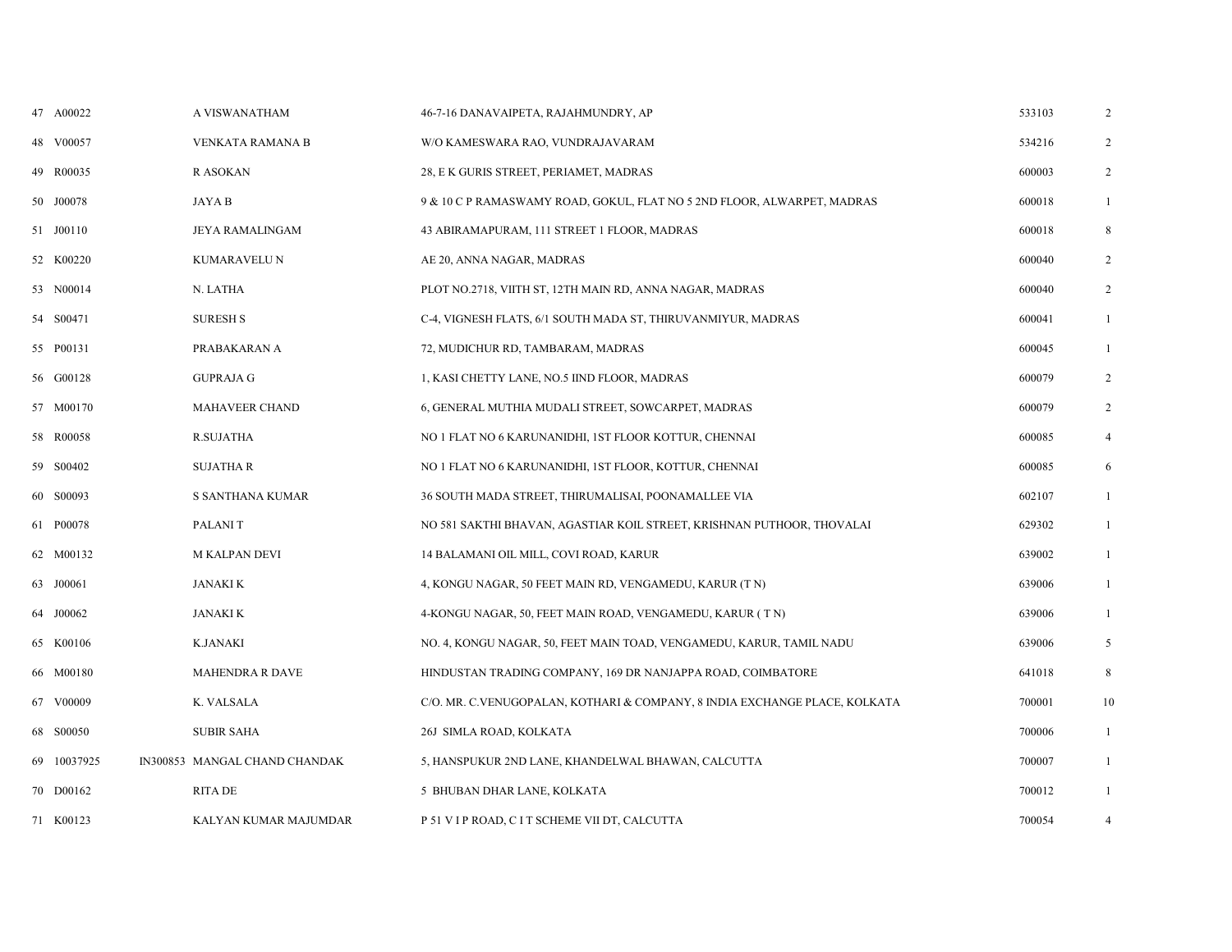| | | | | | |
|---|---|---|---|---|---|
| 47 | A00022 | A VISWANATHAM | 46-7-16 DANAVAIPETA, RAJAHMUNDRY, AP | 533103 | 2 |
| 48 | V00057 | VENKATA RAMANA B | W/O KAMESWARA RAO, VUNDRAJAVARAM | 534216 | 2 |
| 49 | R00035 | R ASOKAN | 28, E K GURIS STREET, PERIAMET, MADRAS | 600003 | 2 |
| 50 | J00078 | JAYA B | 9 & 10 C P RAMASWAMY ROAD, GOKUL, FLAT NO 5 2ND FLOOR, ALWARPET, MADRAS | 600018 | 1 |
| 51 | J00110 | JEYA RAMALINGAM | 43 ABIRAMAPURAM, 111 STREET 1 FLOOR, MADRAS | 600018 | 8 |
| 52 | K00220 | KUMARAVELU N | AE 20, ANNA NAGAR, MADRAS | 600040 | 2 |
| 53 | N00014 | N. LATHA | PLOT NO.2718, VIITH ST, 12TH MAIN RD, ANNA NAGAR, MADRAS | 600040 | 2 |
| 54 | S00471 | SURESH S | C-4, VIGNESH FLATS, 6/1 SOUTH MADA ST, THIRUVANMIYUR, MADRAS | 600041 | 1 |
| 55 | P00131 | PRABAKARAN A | 72, MUDICHUR RD, TAMBARAM, MADRAS | 600045 | 1 |
| 56 | G00128 | GUPRAJA G | 1, KASI CHETTY LANE, NO.5 IIND FLOOR, MADRAS | 600079 | 2 |
| 57 | M00170 | MAHAVEER CHAND | 6, GENERAL MUTHIA MUDALI STREET, SOWCARPET, MADRAS | 600079 | 2 |
| 58 | R00058 | R.SUJATHA | NO 1 FLAT NO 6 KARUNANIDHI, 1ST FLOOR KOTTUR, CHENNAI | 600085 | 4 |
| 59 | S00402 | SUJATHA R | NO 1 FLAT NO 6 KARUNANIDHI, 1ST FLOOR, KOTTUR, CHENNAI | 600085 | 6 |
| 60 | S00093 | S SANTHANA KUMAR | 36 SOUTH MADA STREET, THIRUMALISAI, POONAMALLEE VIA | 602107 | 1 |
| 61 | P00078 | PALANI T | NO 581 SAKTHI BHAVAN, AGASTIAR KOIL STREET, KRISHNAN PUTHOOR, THOVALAI | 629302 | 1 |
| 62 | M00132 | M KALPAN DEVI | 14 BALAMANI OIL MILL, COVI ROAD, KARUR | 639002 | 1 |
| 63 | J00061 | JANAKI K | 4, KONGU NAGAR, 50 FEET MAIN RD, VENGAMEDU, KARUR (T N) | 639006 | 1 |
| 64 | J00062 | JANAKI K | 4-KONGU NAGAR, 50, FEET MAIN ROAD, VENGAMEDU, KARUR ( T N) | 639006 | 1 |
| 65 | K00106 | K.JANAKI | NO. 4, KONGU NAGAR, 50, FEET MAIN TOAD, VENGAMEDU, KARUR, TAMIL NADU | 639006 | 5 |
| 66 | M00180 | MAHENDRA R DAVE | HINDUSTAN TRADING COMPANY, 169 DR NANJAPPA ROAD, COIMBATORE | 641018 | 8 |
| 67 | V00009 | K. VALSALA | C/O. MR. C.VENUGOPALAN, KOTHARI & COMPANY, 8 INDIA EXCHANGE PLACE, KOLKATA | 700001 | 10 |
| 68 | S00050 | SUBIR SAHA | 26J SIMLA ROAD, KOLKATA | 700006 | 1 |
| 69 | 10037925 IN300853 | MANGAL CHAND CHANDAK | 5, HANSPUKUR 2ND LANE, KHANDELWAL BHAWAN, CALCUTTA | 700007 | 1 |
| 70 | D00162 | RITA DE | 5 BHUBAN DHAR LANE, KOLKATA | 700012 | 1 |
| 71 | K00123 | KALYAN KUMAR MAJUMDAR | P 51 V I P ROAD, C I T SCHEME VII DT, CALCUTTA | 700054 | 4 |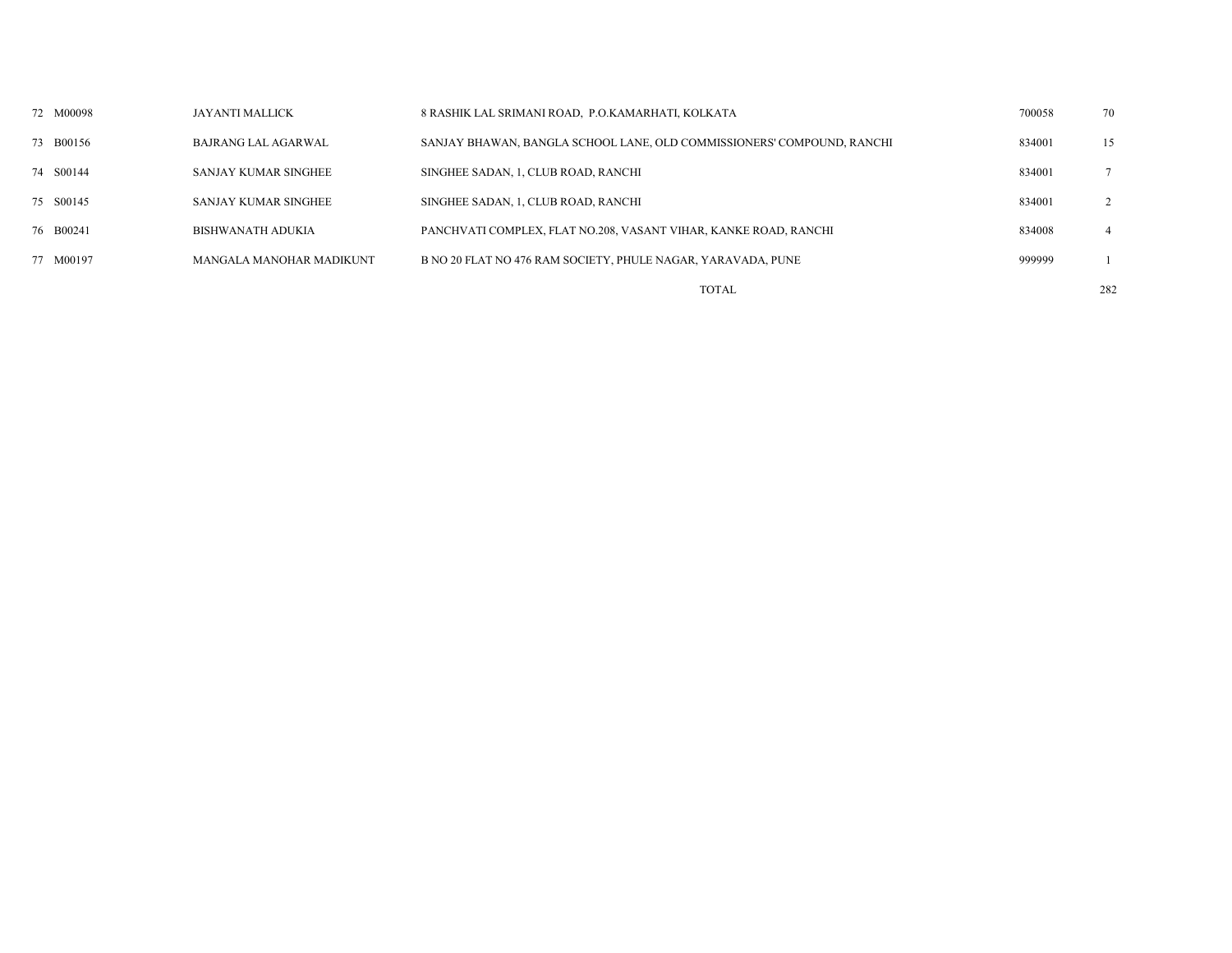| | | | | | |
|---|---|---|---|---|---|
| 72 | M00098 | JAYANTI MALLICK | 8 RASHIK LAL SRIMANI ROAD, P.O.KAMARHATI, KOLKATA | 700058 | 70 |
| 73 | B00156 | BAJRANG LAL AGARWAL | SANJAY BHAWAN, BANGLA SCHOOL LANE, OLD COMMISSIONERS' COMPOUND, RANCHI | 834001 | 15 |
| 74 | S00144 | SANJAY KUMAR SINGHEE | SINGHEE SADAN, 1, CLUB ROAD, RANCHI | 834001 | 7 |
| 75 | S00145 | SANJAY KUMAR SINGHEE | SINGHEE SADAN, 1, CLUB ROAD, RANCHI | 834001 | 2 |
| 76 | B00241 | BISHWANATH ADUKIA | PANCHVATI COMPLEX, FLAT NO.208, VASANT VIHAR, KANKE ROAD, RANCHI | 834008 | 4 |
| 77 | M00197 | MANGALA MANOHAR MADIKUNT | B NO 20 FLAT NO 476 RAM SOCIETY, PHULE NAGAR, YARAVADA, PUNE | 999999 | 1 |
| | | | TOTAL | | 282 |